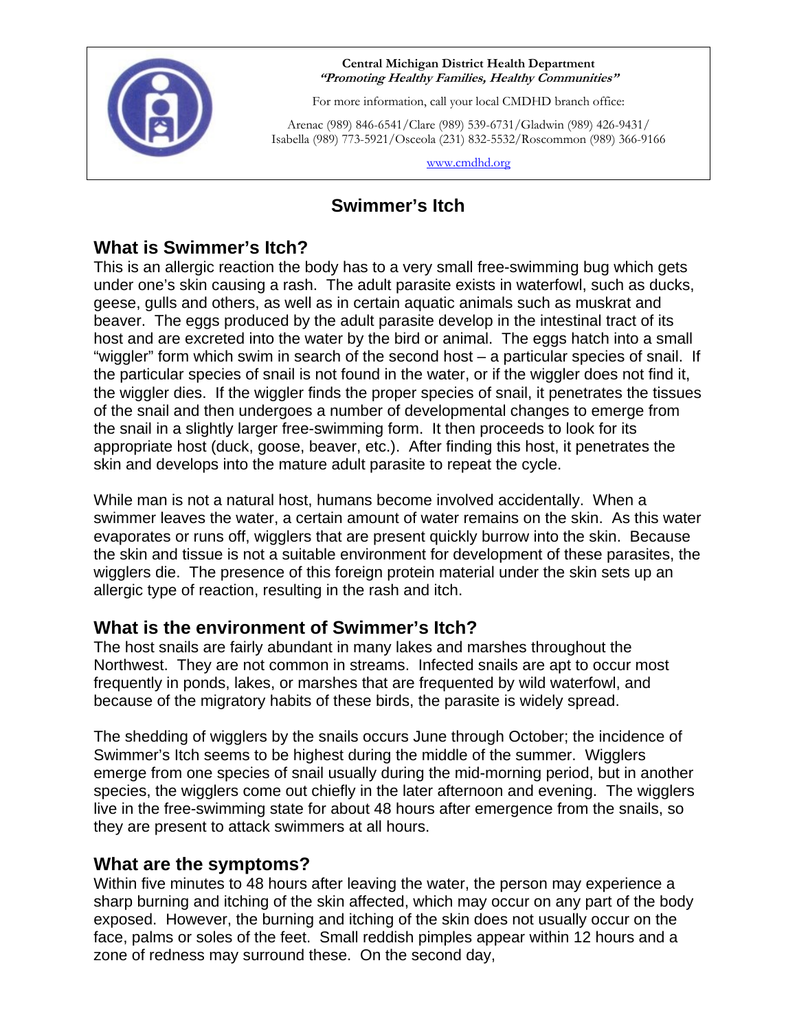**Central Michigan District Health Department**
***"Promoting Healthy Families, Healthy Communities"***

For more information, call your local CMDHD branch office:

Arenac (989) 846-6541/Clare (989) 539-6731/Gladwin (989) 426-9431/
Isabella (989) 773-5921/Osceola (231) 832-5532/Roscommon (989) 366-9166

www.cmdhd.org

# Swimmer's Itch

## What is Swimmer's Itch?

This is an allergic reaction the body has to a very small free-swimming bug which gets under one's skin causing a rash. The adult parasite exists in waterfowl, such as ducks, geese, gulls and others, as well as in certain aquatic animals such as muskrat and beaver. The eggs produced by the adult parasite develop in the intestinal tract of its host and are excreted into the water by the bird or animal. The eggs hatch into a small "wiggler" form which swim in search of the second host – a particular species of snail. If the particular species of snail is not found in the water, or if the wiggler does not find it, the wiggler dies. If the wiggler finds the proper species of snail, it penetrates the tissues of the snail and then undergoes a number of developmental changes to emerge from the snail in a slightly larger free-swimming form. It then proceeds to look for its appropriate host (duck, goose, beaver, etc.). After finding this host, it penetrates the skin and develops into the mature adult parasite to repeat the cycle.

While man is not a natural host, humans become involved accidentally. When a swimmer leaves the water, a certain amount of water remains on the skin. As this water evaporates or runs off, wigglers that are present quickly burrow into the skin. Because the skin and tissue is not a suitable environment for development of these parasites, the wigglers die. The presence of this foreign protein material under the skin sets up an allergic type of reaction, resulting in the rash and itch.

## What is the environment of Swimmer's Itch?

The host snails are fairly abundant in many lakes and marshes throughout the Northwest. They are not common in streams. Infected snails are apt to occur most frequently in ponds, lakes, or marshes that are frequented by wild waterfowl, and because of the migratory habits of these birds, the parasite is widely spread.

The shedding of wigglers by the snails occurs June through October; the incidence of Swimmer's Itch seems to be highest during the middle of the summer. Wigglers emerge from one species of snail usually during the mid-morning period, but in another species, the wigglers come out chiefly in the later afternoon and evening. The wigglers live in the free-swimming state for about 48 hours after emergence from the snails, so they are present to attack swimmers at all hours.

## What are the symptoms?

Within five minutes to 48 hours after leaving the water, the person may experience a sharp burning and itching of the skin affected, which may occur on any part of the body exposed. However, the burning and itching of the skin does not usually occur on the face, palms or soles of the feet. Small reddish pimples appear within 12 hours and a zone of redness may surround these. On the second day,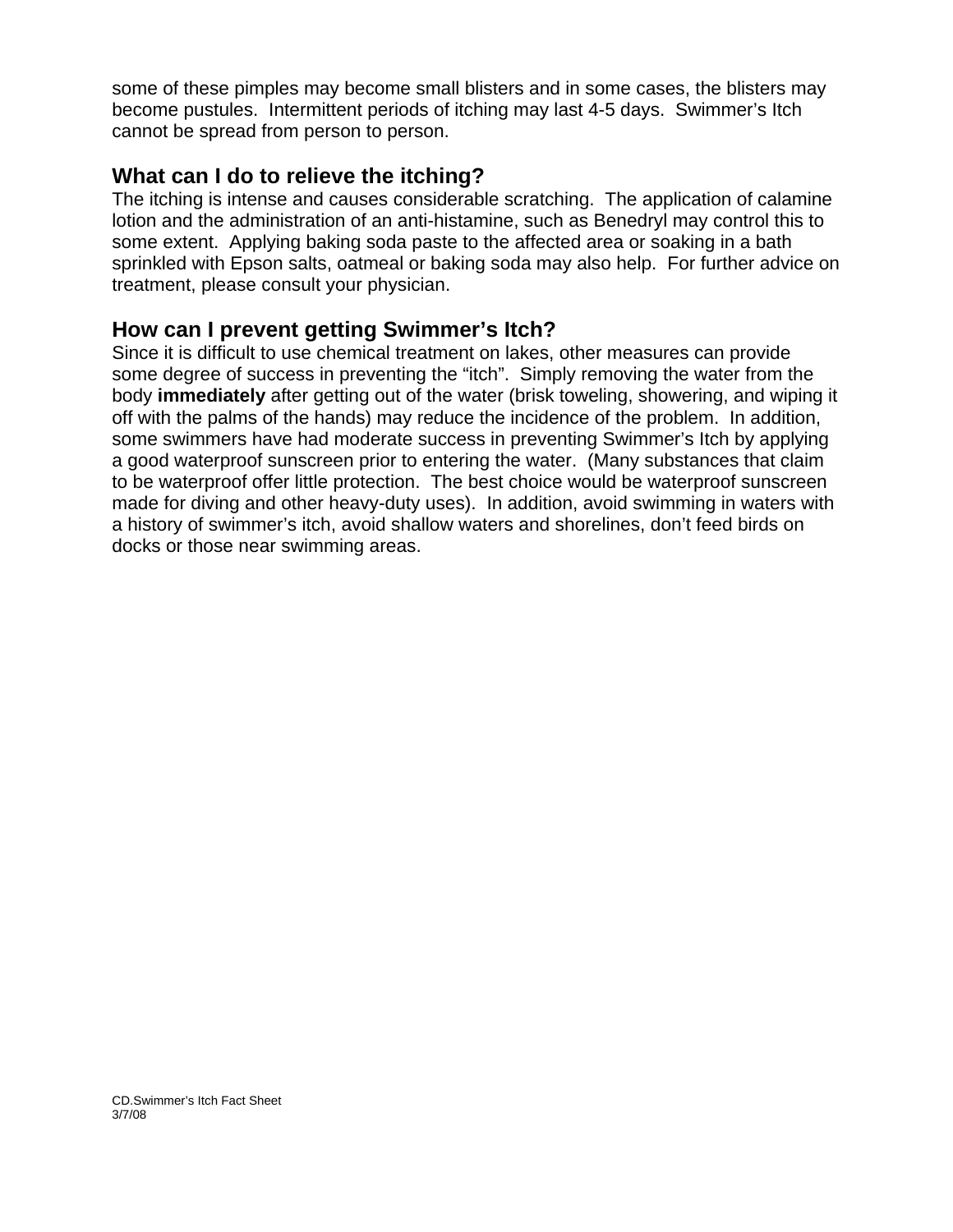some of these pimples may become small blisters and in some cases, the blisters may become pustules. Intermittent periods of itching may last 4-5 days. Swimmer's Itch cannot be spread from person to person.

## What can I do to relieve the itching?

The itching is intense and causes considerable scratching. The application of calamine lotion and the administration of an anti-histamine, such as Benedryl may control this to some extent. Applying baking soda paste to the affected area or soaking in a bath sprinkled with Epson salts, oatmeal or baking soda may also help. For further advice on treatment, please consult your physician.

## How can I prevent getting Swimmer's Itch?

Since it is difficult to use chemical treatment on lakes, other measures can provide some degree of success in preventing the "itch". Simply removing the water from the body **immediately** after getting out of the water (brisk toweling, showering, and wiping it off with the palms of the hands) may reduce the incidence of the problem. In addition, some swimmers have had moderate success in preventing Swimmer's Itch by applying a good waterproof sunscreen prior to entering the water. (Many substances that claim to be waterproof offer little protection. The best choice would be waterproof sunscreen made for diving and other heavy-duty uses). In addition, avoid swimming in waters with a history of swimmer's itch, avoid shallow waters and shorelines, don't feed birds on docks or those near swimming areas.

CD.Swimmer's Itch Fact Sheet
3/7/08